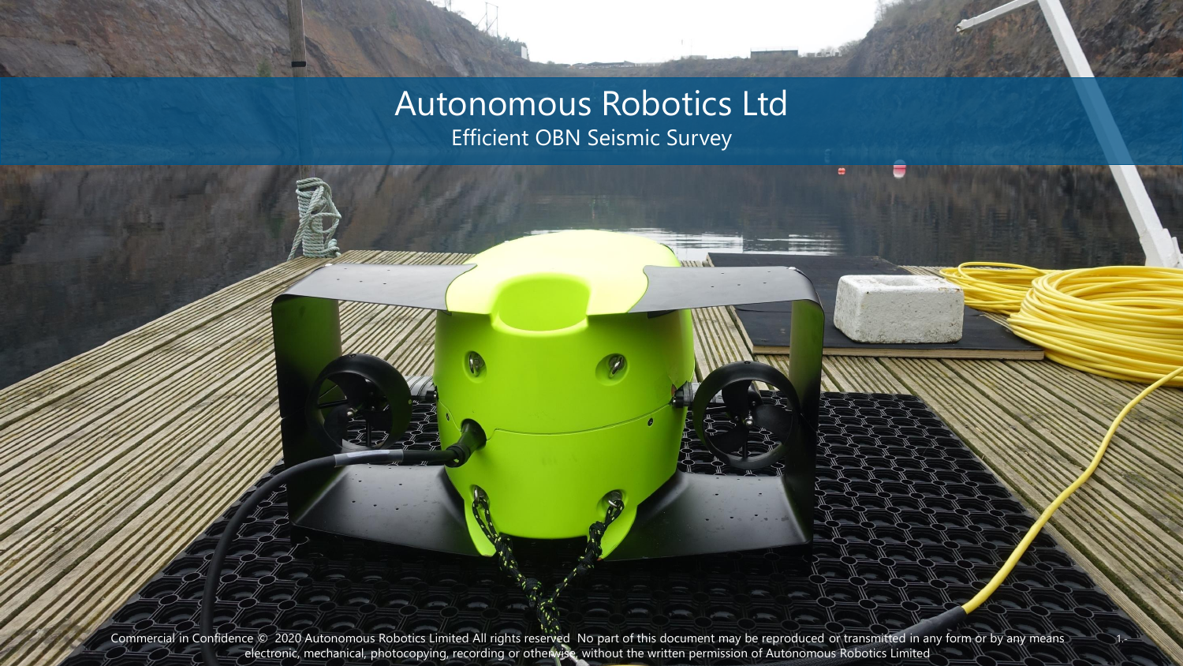# Autonomous Robotics Ltd

## Efficient OBN Seismic Survey

Commercial in Confidence © 2020 Autonomous Robotics Limited All rights reserved No part of this document may be reproduced or transmitted in any form or by any means electronic, mechanical, photocopying, recording or otherwise, without the written permission of Autonomous Robotics Limited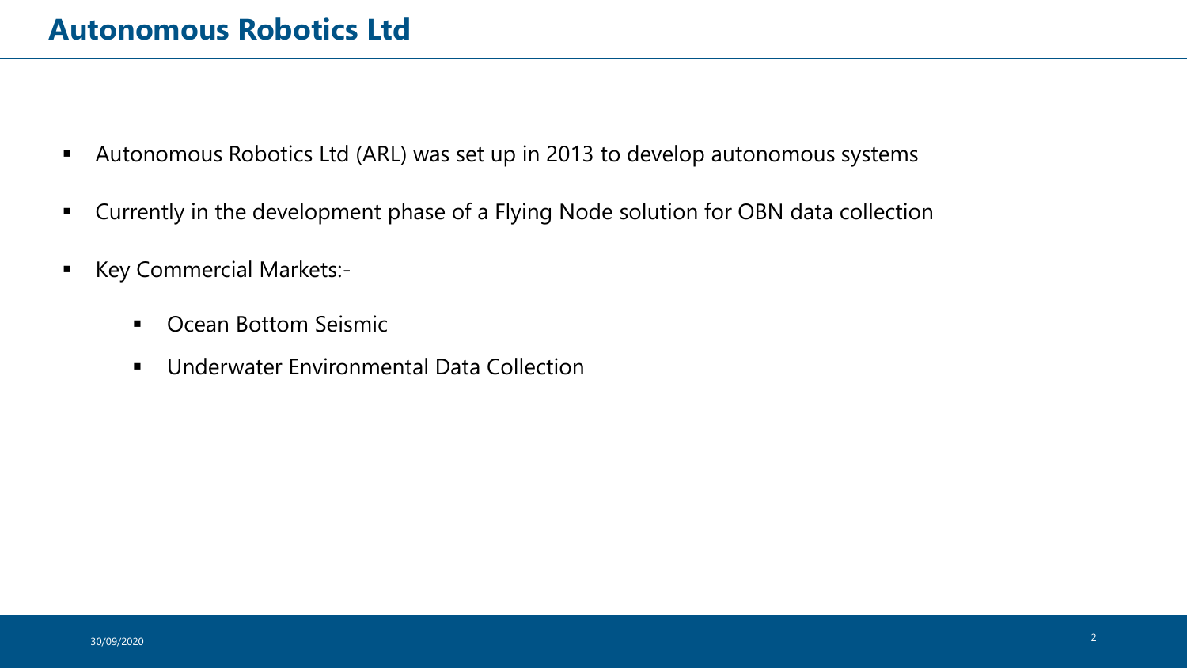# Autonomous Robotics Ltd

- Autonomous Robotics Ltd (ARL) was set up in 2013 to develop autonomous systems
- Currently in the development phase of a Flying Node solution for OBN data collection
- Key Commercial Markets:-
  - Ocean Bottom Seismic
  - Underwater Environmental Data Collection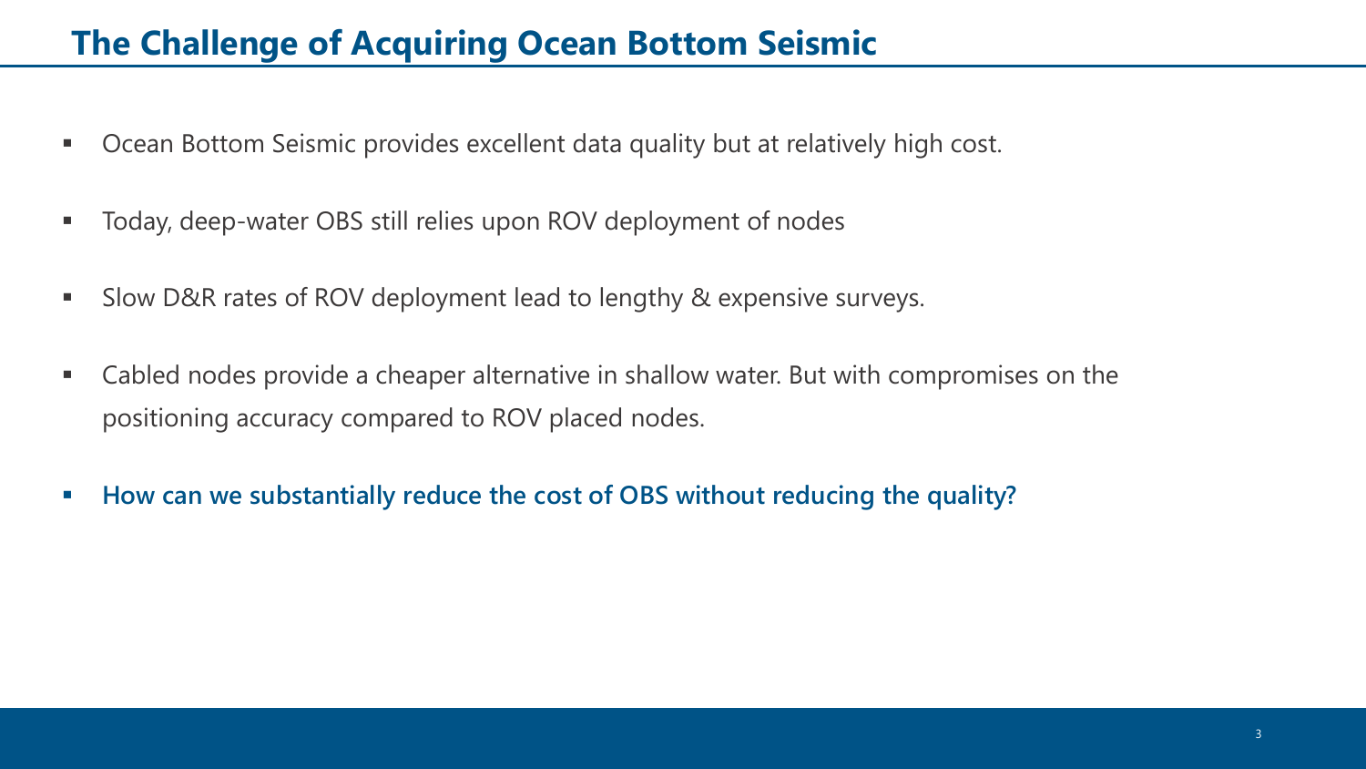# The Challenge of Acquiring Ocean Bottom Seismic

- Ocean Bottom Seismic provides excellent data quality but at relatively high cost.
- Today, deep-water OBS still relies upon ROV deployment of nodes
- Slow D&R rates of ROV deployment lead to lengthy & expensive surveys.
- Cabled nodes provide a cheaper alternative in shallow water. But with compromises on the positioning accuracy compared to ROV placed nodes.
- **How can we substantially reduce the cost of OBS without reducing the quality?**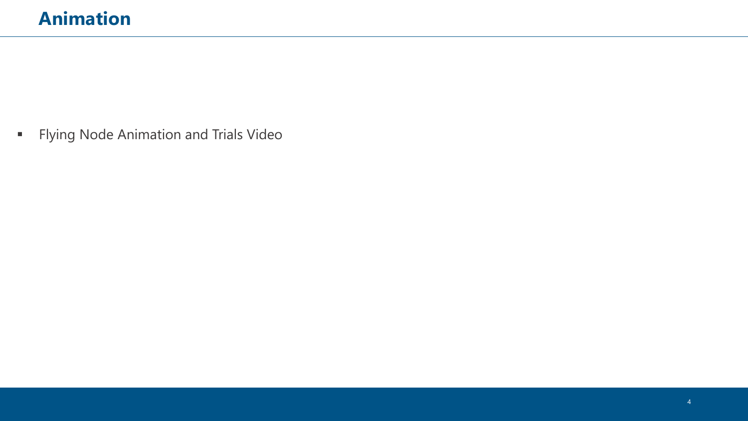# Animation

- Flying Node Animation and Trials Video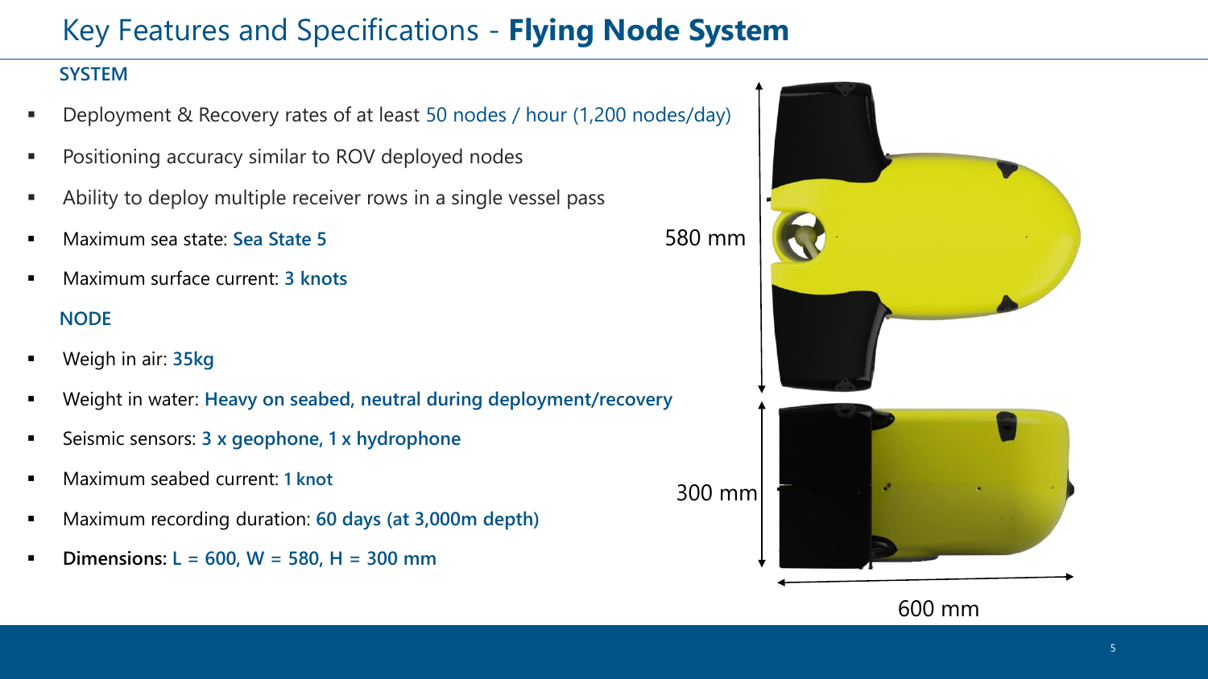# Key Features and Specifications - **Flying Node System**

## SYSTEM

- Deployment & Recovery rates of at least 50 nodes / hour (1,200 nodes/day)
- Positioning accuracy similar to ROV deployed nodes
- Ability to deploy multiple receiver rows in a single vessel pass
- Maximum sea state: **Sea State 5**
- Maximum surface current: **3 knots**

## NODE

- Weigh in air: **35kg**
- Weight in water: **Heavy on seabed, neutral during deployment/recovery**
- Seismic sensors: **3 x geophone, 1 x hydrophone**
- Maximum seabed current: **1 knot**
- Maximum recording duration: **60 days (at 3,000m depth)**
- **Dimensions:** L = 600, W = 580, H = 300 mm

580 mm

300 mm

600 mm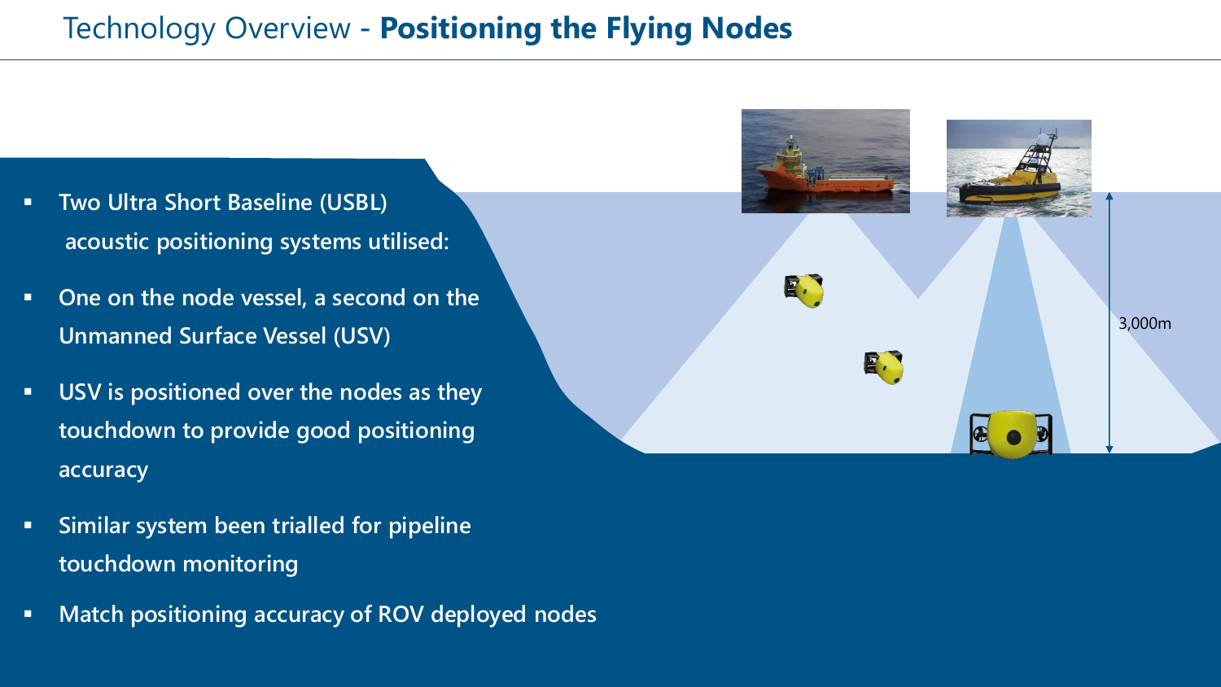# Technology Overview - **Positioning the Flying Nodes**

- Two Ultra Short Baseline (USBL) acoustic positioning systems utilised:
- One on the node vessel, a second on the Unmanned Surface Vessel (USV)
- USV is positioned over the nodes as they touchdown to provide good positioning accuracy
- Similar system been trialled for pipeline touchdown monitoring
- Match positioning accuracy of ROV deployed nodes

3,000m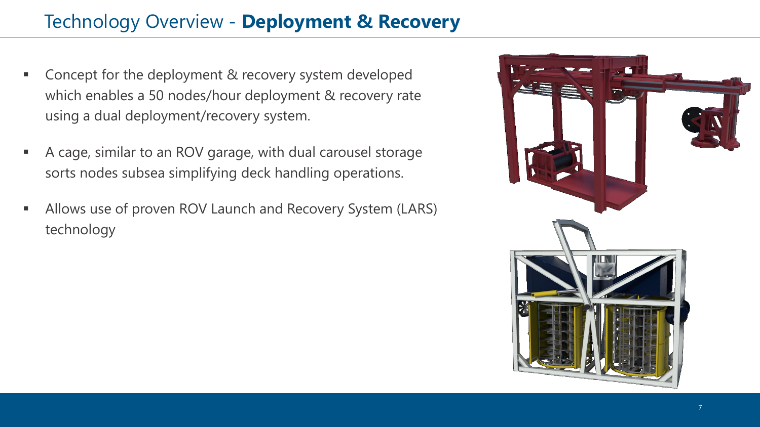# Technology Overview - **Deployment & Recovery**

- Concept for the deployment & recovery system developed which enables a 50 nodes/hour deployment & recovery rate using a dual deployment/recovery system.
- A cage, similar to an ROV garage, with dual carousel storage sorts nodes subsea simplifying deck handling operations.
- Allows use of proven ROV Launch and Recovery System (LARS) technology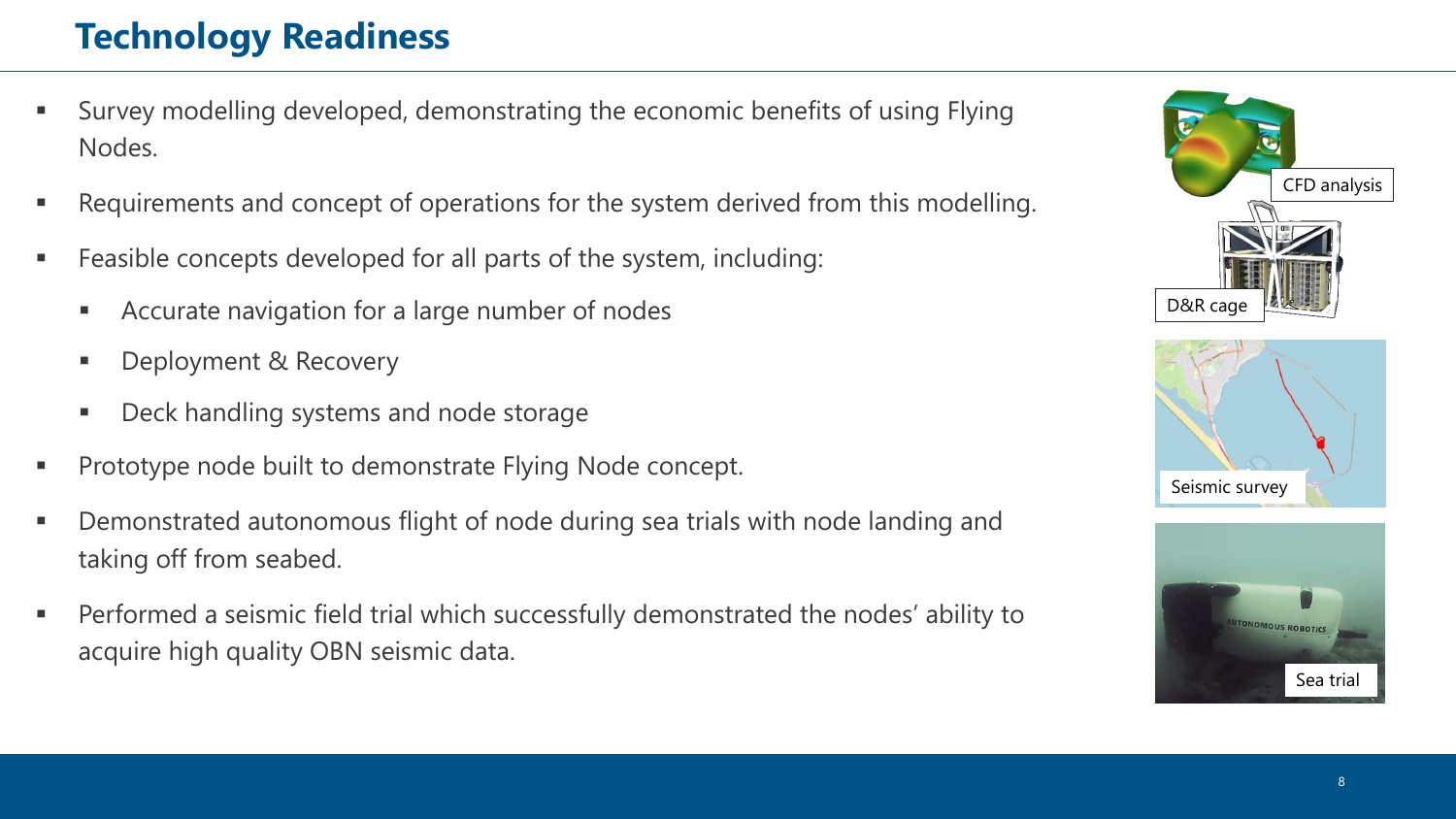# Technology Readiness

- Survey modelling developed, demonstrating the economic benefits of using Flying Nodes.
- Requirements and concept of operations for the system derived from this modelling.
- Feasible concepts developed for all parts of the system, including:
  - Accurate navigation for a large number of nodes
  - Deployment & Recovery
  - Deck handling systems and node storage
- Prototype node built to demonstrate Flying Node concept.
- Demonstrated autonomous flight of node during sea trials with node landing and taking off from seabed.
- Performed a seismic field trial which successfully demonstrated the nodes' ability to acquire high quality OBN seismic data.

CFD analysis

D&R cage

Seismic survey

Sea trial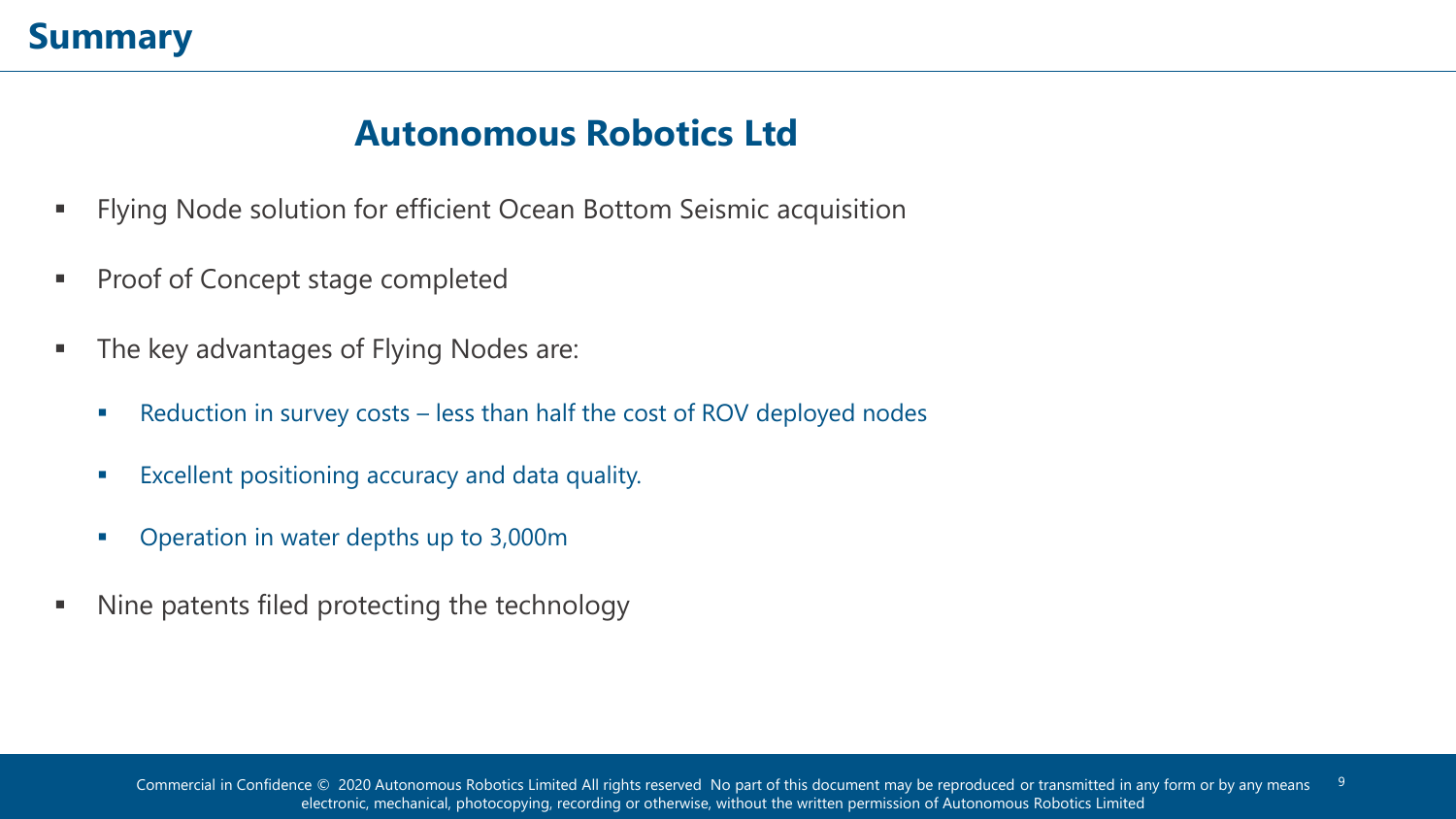# Summary

## Autonomous Robotics Ltd

- Flying Node solution for efficient Ocean Bottom Seismic acquisition
- Proof of Concept stage completed
- The key advantages of Flying Nodes are:
  - Reduction in survey costs – less than half the cost of ROV deployed nodes
  - Excellent positioning accuracy and data quality.
  - Operation in water depths up to 3,000m
- Nine patents filed protecting the technology